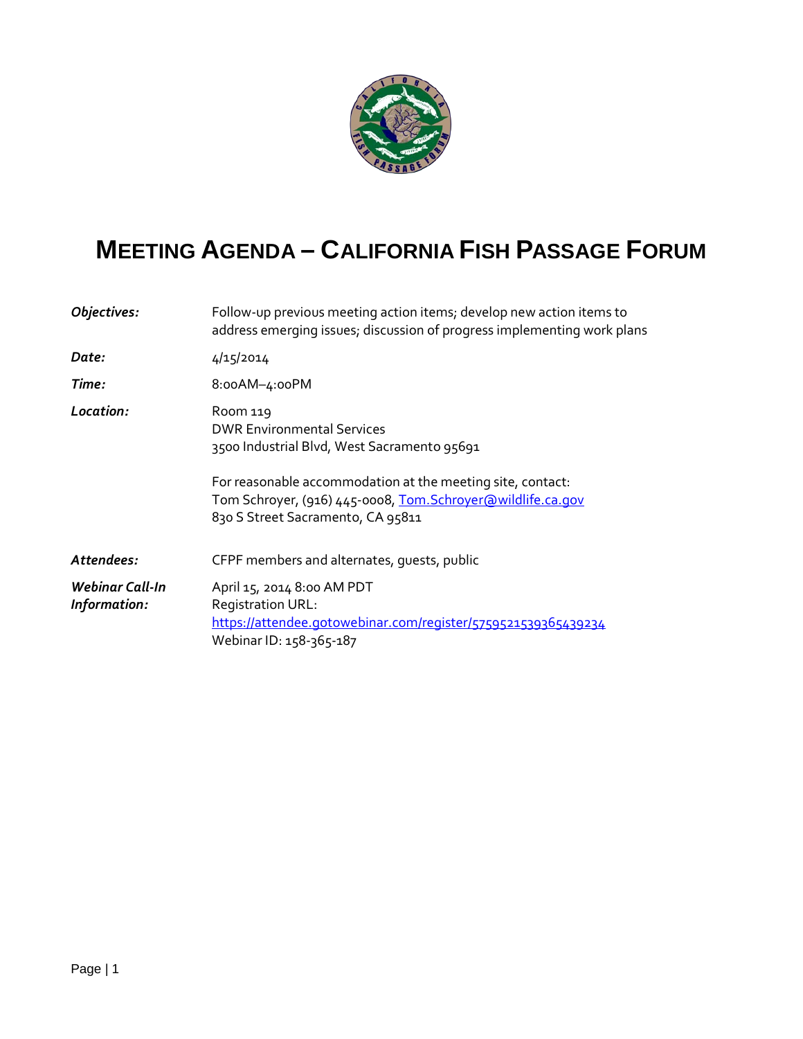# MEETING AGENDA – CALIFORNIA FISH PASSAGE FORUM

| | |
|---|---|
| ***Objectives:*** | Follow-up previous meeting action items; develop new action items to address emerging issues; discussion of progress implementing work plans |
| ***Date:*** | 4/15/2014 |
| ***Time:*** | 8:00AM–4:00PM |
| ***Location:*** | Room 119<br>DWR Environmental Services<br>3500 Industrial Blvd, West Sacramento 95691<br><br>For reasonable accommodation at the meeting site, contact:<br>Tom Schroyer, (916) 445-0008, Tom.Schroyer@wildlife.ca.gov<br>830 S Street Sacramento, CA 95811 |
| ***Attendees:*** | CFPF members and alternates, guests, public |
| ***Webinar Call-In Information:*** | April 15, 2014 8:00 AM PDT<br>Registration URL:<br>https://attendee.gotowebinar.com/register/5759521539365439234<br>Webinar ID: 158-365-187 |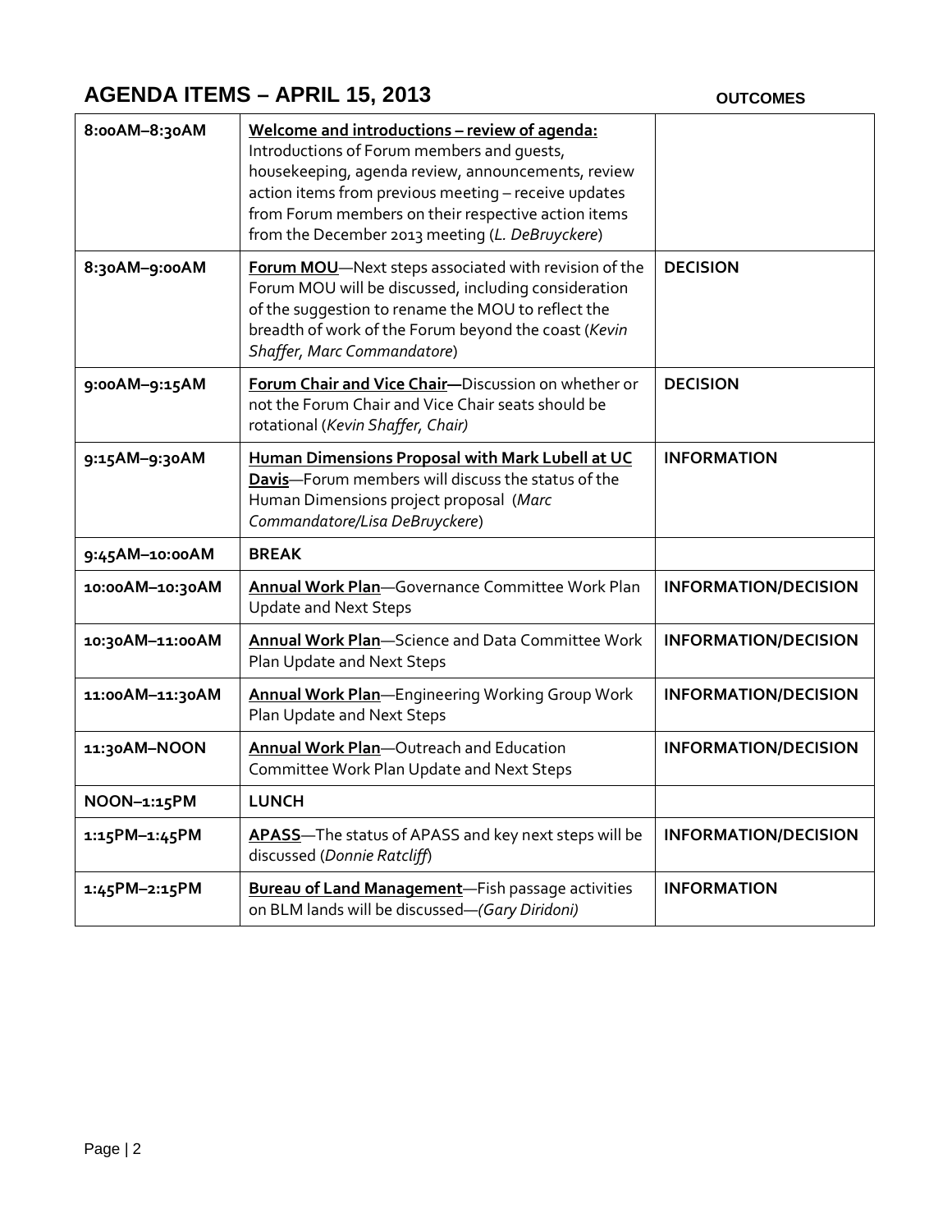## AGENDA ITEMS – APRIL 15, 2013

| | | OUTCOMES |
|---|---|---|
| 8:00AM–8:30AM | **Welcome and introductions – review of agenda:** Introductions of Forum members and guests, housekeeping, agenda review, announcements, review action items from previous meeting – receive updates from Forum members on their respective action items from the December 2013 meeting (*L. DeBruyckere*) | |
| 8:30AM–9:00AM | **Forum MOU**—Next steps associated with revision of the Forum MOU will be discussed, including consideration of the suggestion to rename the MOU to reflect the breadth of work of the Forum beyond the coast (*Kevin Shaffer, Marc Commandatore*) | **DECISION** |
| 9:00AM–9:15AM | **Forum Chair and Vice Chair—**Discussion on whether or not the Forum Chair and Vice Chair seats should be rotational (*Kevin Shaffer, Chair)* | **DECISION** |
| 9:15AM–9:30AM | **Human Dimensions Proposal with Mark Lubell at UC Davis**—Forum members will discuss the status of the Human Dimensions project proposal (*Marc Commandatore/Lisa DeBruyckere*) | **INFORMATION** |
| 9:45AM–10:00AM | **BREAK** | |
| 10:00AM–10:30AM | **Annual Work Plan**—Governance Committee Work Plan Update and Next Steps | **INFORMATION/DECISION** |
| 10:30AM–11:00AM | **Annual Work Plan**—Science and Data Committee Work Plan Update and Next Steps | **INFORMATION/DECISION** |
| 11:00AM–11:30AM | **Annual Work Plan**—Engineering Working Group Work Plan Update and Next Steps | **INFORMATION/DECISION** |
| 11:30AM–NOON | **Annual Work Plan**—Outreach and Education Committee Work Plan Update and Next Steps | **INFORMATION/DECISION** |
| NOON–1:15PM | **LUNCH** | |
| 1:15PM–1:45PM | **APASS**—The status of APASS and key next steps will be discussed (*Donnie Ratcliff*) | **INFORMATION/DECISION** |
| 1:45PM–2:15PM | **Bureau of Land Management**—Fish passage activities on BLM lands will be discussed—*(Gary Diridoni)* | **INFORMATION** |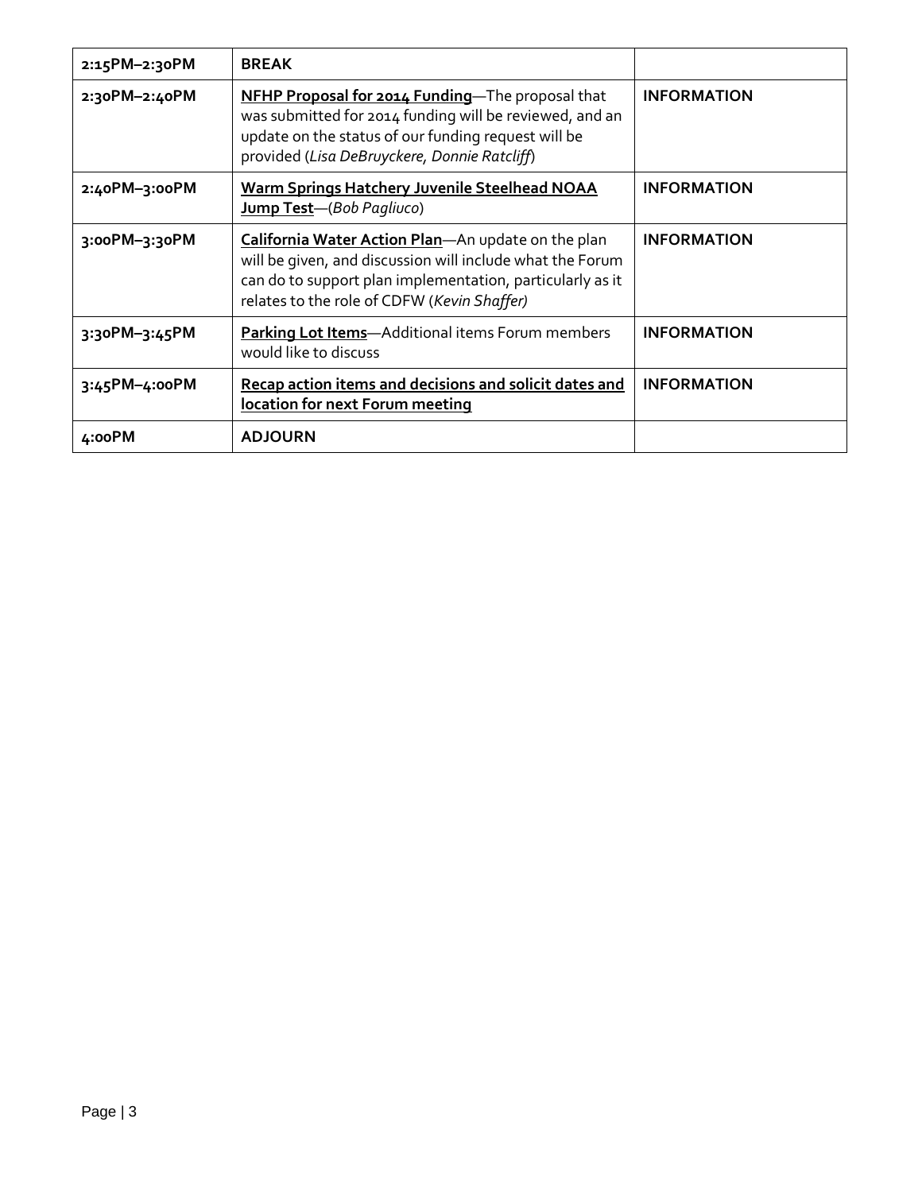| | | |
|---|---|---|
| **2:15PM–2:30PM** | **BREAK** | |
| **2:30PM–2:40PM** | **NFHP Proposal for 2014 Funding**—The proposal that was submitted for 2014 funding will be reviewed, and an update on the status of our funding request will be provided (*Lisa DeBruyckere, Donnie Ratcliff*) | **INFORMATION** |
| **2:40PM–3:00PM** | **Warm Springs Hatchery Juvenile Steelhead NOAA Jump Test**—(*Bob Pagliuco*) | **INFORMATION** |
| **3:00PM–3:30PM** | **California Water Action Plan**—An update on the plan will be given, and discussion will include what the Forum can do to support plan implementation, particularly as it relates to the role of CDFW (*Kevin Shaffer)* | **INFORMATION** |
| **3:30PM–3:45PM** | **Parking Lot Items**—Additional items Forum members would like to discuss | **INFORMATION** |
| **3:45PM–4:00PM** | **Recap action items and decisions and solicit dates and location for next Forum meeting** | **INFORMATION** |
| **4:00PM** | **ADJOURN** | |